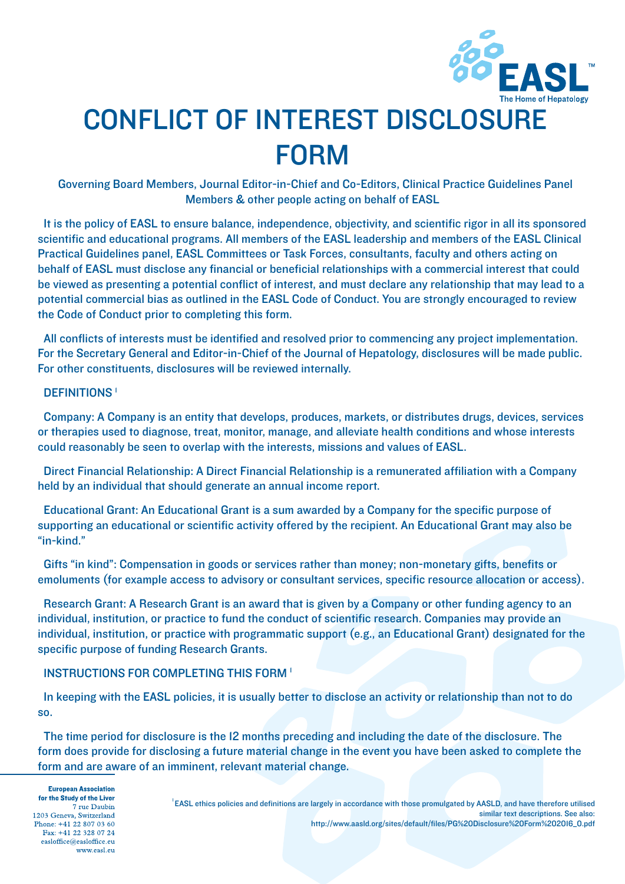# CONFLICT OF INTEREST DISCLOSURE FORM

Governing Board Members, Journal Editor-in-Chief and Co-Editors, Clinical Practice Guidelines Panel Members & other people acting on behalf of EASL

It is the policy of EASL to ensure balance, independence, objectivity, and scientific rigor in all its sponsored scientific and educational programs. All members of the EASL leadership and members of the EASL Clinical Practical Guidelines panel, EASL Committees or Task Forces, consultants, faculty and others acting on behalf of EASL must disclose any financial or beneficial relationships with a commercial interest that could be viewed as presenting a potential conflict of interest, and must declare any relationship that may lead to a potential commercial bias as outlined in the EASL Code of Conduct. You are strongly encouraged to review the Code of Conduct prior to completing this form.

All conflicts of interests must be identified and resolved prior to commencing any project implementation. For the Secretary General and Editor-in-Chief of the Journal of Hepatology, disclosures will be made public. For other constituents, disclosures will be reviewed internally.

## DEFINITIONS [1]

Company: A Company is an entity that develops, produces, markets, or distributes drugs, devices, services or therapies used to diagnose, treat, monitor, manage, and alleviate health conditions and whose interests could reasonably be seen to overlap with the interests, missions and values of EASL.

Direct Financial Relationship: A Direct Financial Relationship is a remunerated affiliation with a Company held by an individual that should generate an annual income report.

Educational Grant: An Educational Grant is a sum awarded by a Company for the specific purpose of supporting an educational or scientific activity offered by the recipient. An Educational Grant may also be "in-kind."

Gifts "in kind": Compensation in goods or services rather than money; non-monetary gifts, benefits or emoluments (for example access to advisory or consultant services, specific resource allocation or access).

Research Grant: A Research Grant is an award that is given by a Company or other funding agency to an individual, institution, or practice to fund the conduct of scientific research. Companies may provide an individual, institution, or practice with programmatic support (e.g., an Educational Grant) designated for the specific purpose of funding Research Grants.

## INSTRUCTIONS FOR COMPLETING THIS FORM [1]

In keeping with the EASL policies, it is usually better to disclose an activity or relationship than not to do so.

The time period for disclosure is the 12 months preceding and including the date of the disclosure. The form does provide for disclosing a future material change in the event you have been asked to complete the form and are aware of an imminent, relevant material change.

---

**European Association for the Study of the Liver**
7 rue Daubin
1203 Geneva, Switzerland
Phone: +41 22 807 03 60
Fax: +41 22 328 07 24
easloffice@easloffice.eu
www.easl.eu

[1] EASL ethics policies and definitions are largely in accordance with those promulgated by AASLD, and have therefore utilised similar text descriptions. See also: http://www.aasld.org/sites/default/files/PG%20Disclosure%20Form%202016_0.pdf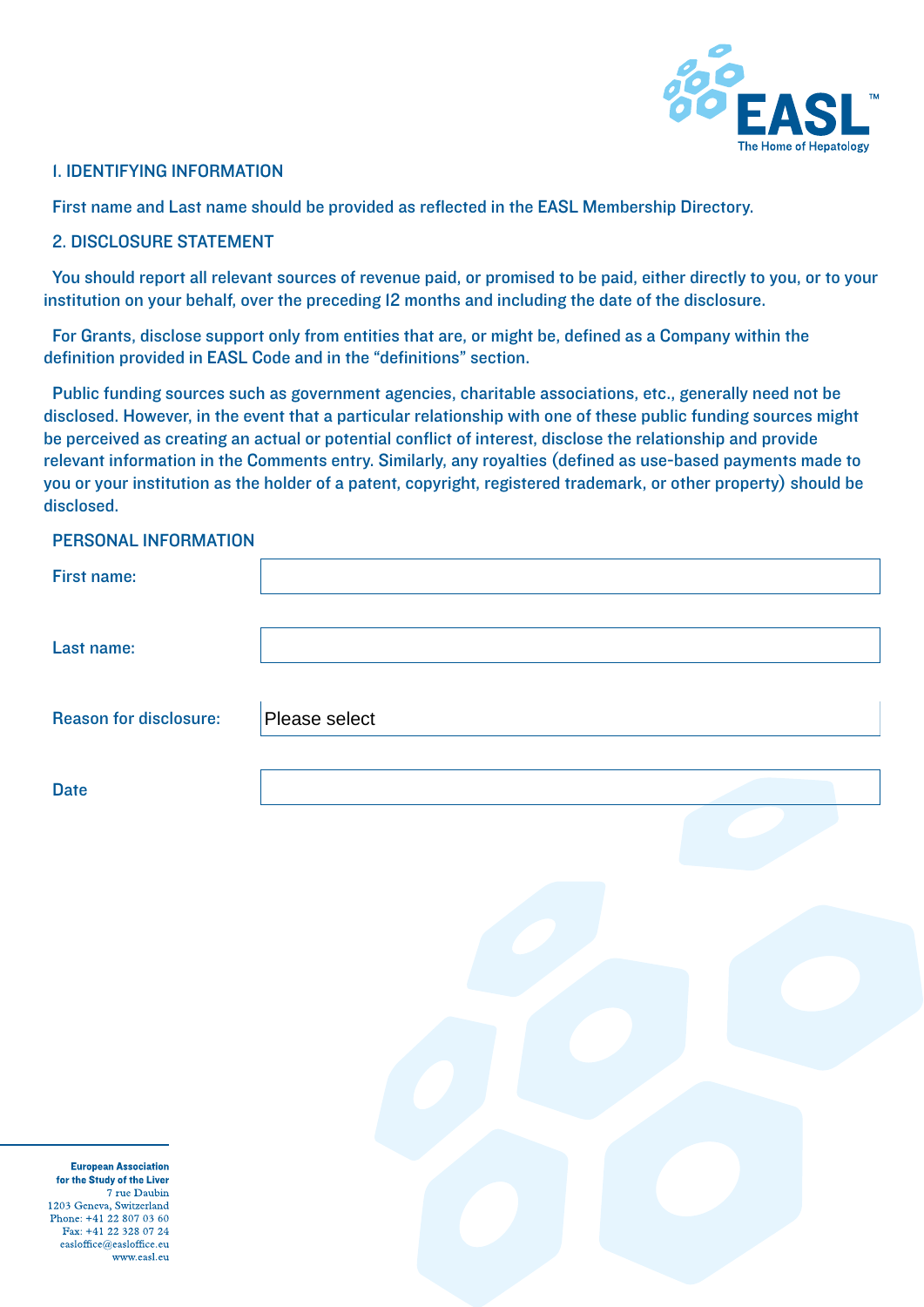## 1. IDENTIFYING INFORMATION

First name and Last name should be provided as reflected in the EASL Membership Directory.

## 2. DISCLOSURE STATEMENT

You should report all relevant sources of revenue paid, or promised to be paid, either directly to you, or to your institution on your behalf, over the preceding 12 months and including the date of the disclosure.

For Grants, disclose support only from entities that are, or might be, defined as a Company within the definition provided in EASL Code and in the "definitions" section.

Public funding sources such as government agencies, charitable associations, etc., generally need not be disclosed. However, in the event that a particular relationship with one of these public funding sources might be perceived as creating an actual or potential conflict of interest, disclose the relationship and provide relevant information in the Comments entry. Similarly, any royalties (defined as use-based payments made to you or your institution as the holder of a patent, copyright, registered trademark, or other property) should be disclosed.

### PERSONAL INFORMATION

| | |
|---|---|
| First name: | |
| Last name: | |
| Reason for disclosure: | Please select |
| Date | |

**European Association for the Study of the Liver**
7 rue Daubin
1203 Geneva, Switzerland
Phone: +41 22 807 03 60
Fax: +41 22 328 07 24
easloffice@easloffice.eu
www.easl.eu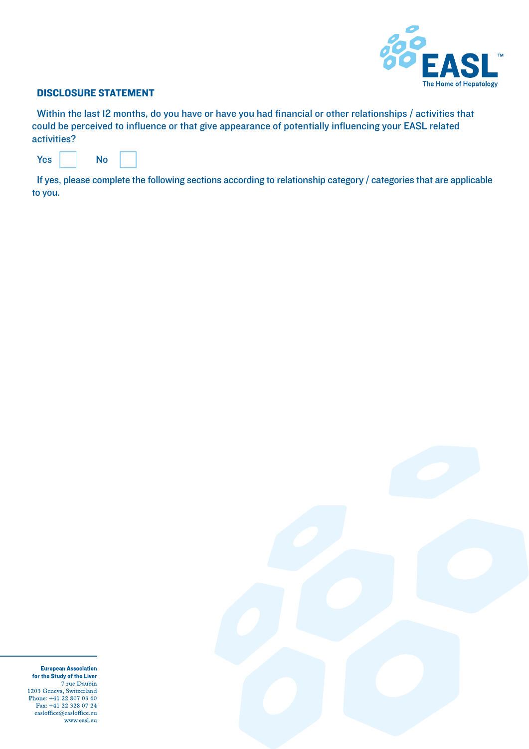## DISCLOSURE STATEMENT

Within the last 12 months, do you have or have you had financial or other relationships / activities that could be perceived to influence or that give appearance of potentially influencing your EASL related activities?

Yes ☐ No ☐

If yes, please complete the following sections according to relationship category / categories that are applicable to you.

**European Association for the Study of the Liver**
7 rue Daubin
1203 Geneva, Switzerland
Phone: +41 22 807 03 60
Fax: +41 22 328 07 24
easloffice@easloffice.eu
www.easl.eu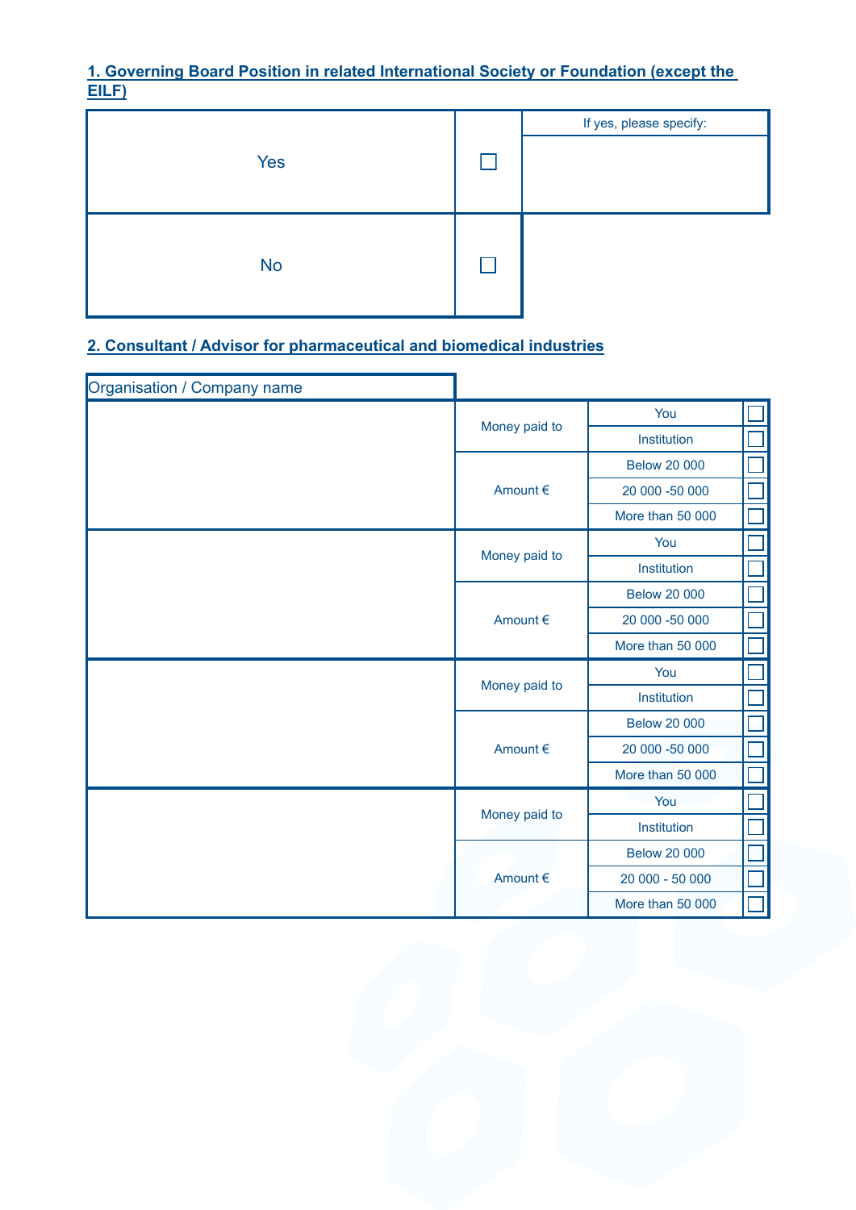## 1. Governing Board Position in related International Society or Foundation (except the EILF)

| | | If yes, please specify: |
|---|---|---|
| Yes | ☐ | |
| No | ☐ | |

## 2. Consultant / Advisor for pharmaceutical and biomedical industries

| Organisation / Company name | | | |
|---|---|---|---|
| | Money paid to | You | ☐ |
| | | Institution | ☐ |
| | Amount € | Below 20 000 | ☐ |
| | | 20 000 -50 000 | ☐ |
| | | More than 50 000 | ☐ |
| | Money paid to | You | ☐ |
| | | Institution | ☐ |
| | Amount € | Below 20 000 | ☐ |
| | | 20 000 -50 000 | ☐ |
| | | More than 50 000 | ☐ |
| | Money paid to | You | ☐ |
| | | Institution | ☐ |
| | Amount € | Below 20 000 | ☐ |
| | | 20 000 -50 000 | ☐ |
| | | More than 50 000 | ☐ |
| | Money paid to | You | ☐ |
| | | Institution | ☐ |
| | Amount € | Below 20 000 | ☐ |
| | | 20 000 - 50 000 | ☐ |
| | | More than 50 000 | ☐ |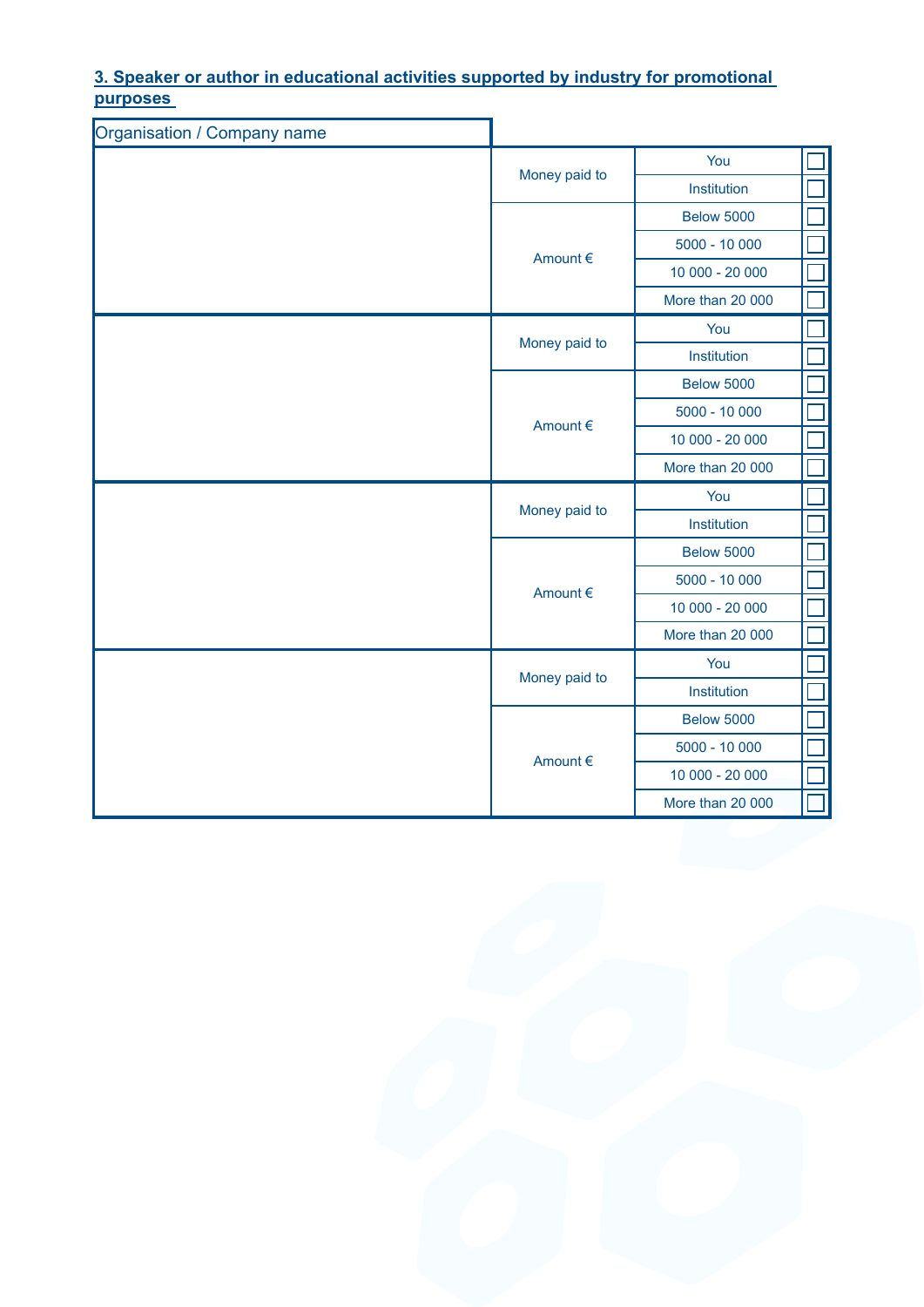### 3. Speaker or author in educational activities supported by industry for promotional purposes

| Organisation / Company name | | | |
|---|---|---|---|
| | Money paid to | You | ☐ |
| | | Institution | ☐ |
| | Amount € | Below 5000 | ☐ |
| | | 5000 - 10 000 | ☐ |
| | | 10 000 - 20 000 | ☐ |
| | | More than 20 000 | ☐ |
| | Money paid to | You | ☐ |
| | | Institution | ☐ |
| | Amount € | Below 5000 | ☐ |
| | | 5000 - 10 000 | ☐ |
| | | 10 000 - 20 000 | ☐ |
| | | More than 20 000 | ☐ |
| | Money paid to | You | ☐ |
| | | Institution | ☐ |
| | Amount € | Below 5000 | ☐ |
| | | 5000 - 10 000 | ☐ |
| | | 10 000 - 20 000 | ☐ |
| | | More than 20 000 | ☐ |
| | Money paid to | You | ☐ |
| | | Institution | ☐ |
| | Amount € | Below 5000 | ☐ |
| | | 5000 - 10 000 | ☐ |
| | | 10 000 - 20 000 | ☐ |
| | | More than 20 000 | ☐ |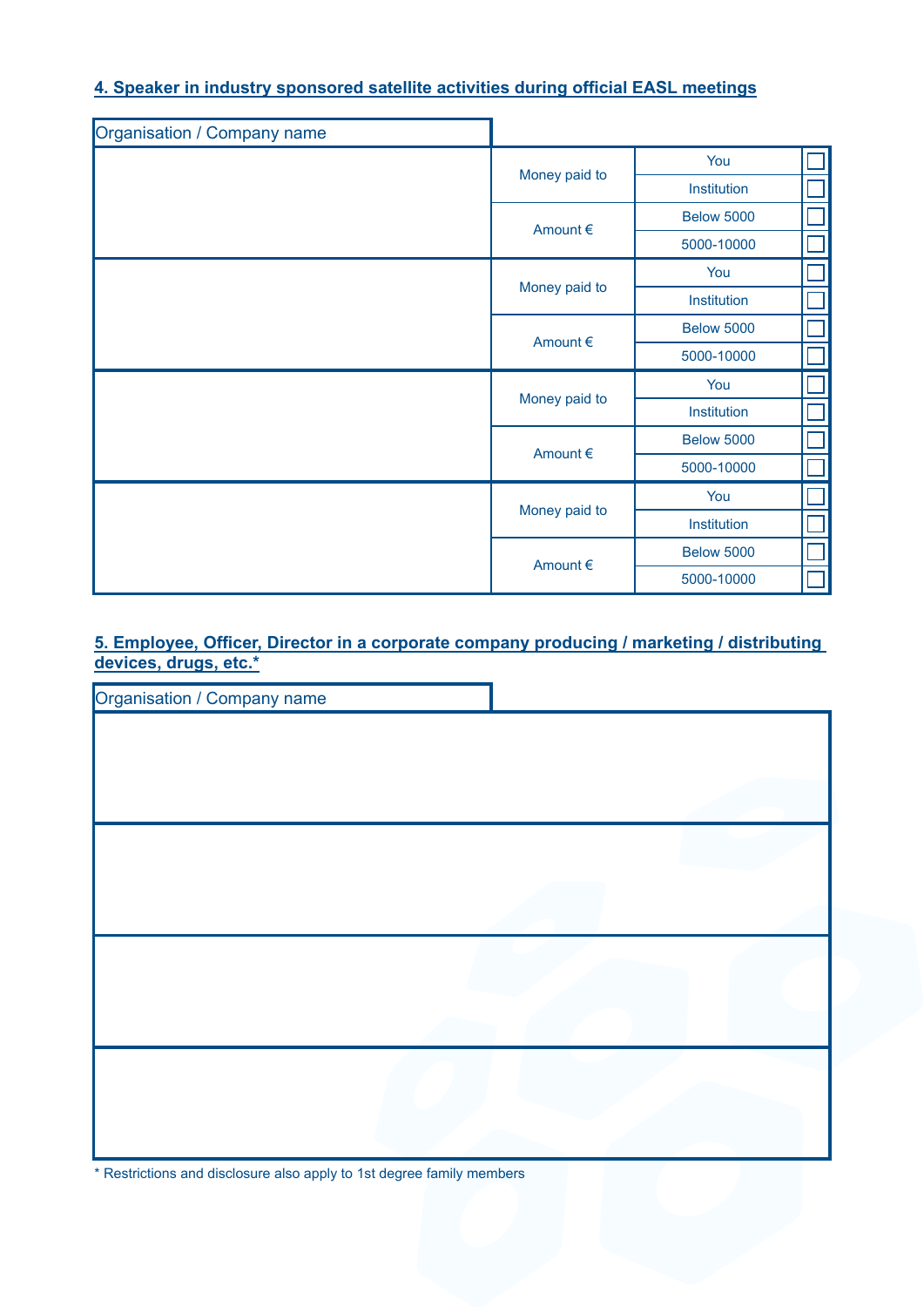**4. Speaker in industry sponsored satellite activities during official EASL meetings**

| Organisation / Company name | | | |
|---|---|---|---|
| | Money paid to | You | ☐ |
| | | Institution | ☐ |
| | Amount € | Below 5000 | ☐ |
| | | 5000-10000 | ☐ |
| | Money paid to | You | ☐ |
| | | Institution | ☐ |
| | Amount € | Below 5000 | ☐ |
| | | 5000-10000 | ☐ |
| | Money paid to | You | ☐ |
| | | Institution | ☐ |
| | Amount € | Below 5000 | ☐ |
| | | 5000-10000 | ☐ |
| | Money paid to | You | ☐ |
| | | Institution | ☐ |
| | Amount € | Below 5000 | ☐ |
| | | 5000-10000 | ☐ |

**5. Employee, Officer, Director in a corporate company producing / marketing / distributing devices, drugs, etc.***

| Organisation / Company name |
|---|
| |
| |
| |
| |

* Restrictions and disclosure also apply to 1st degree family members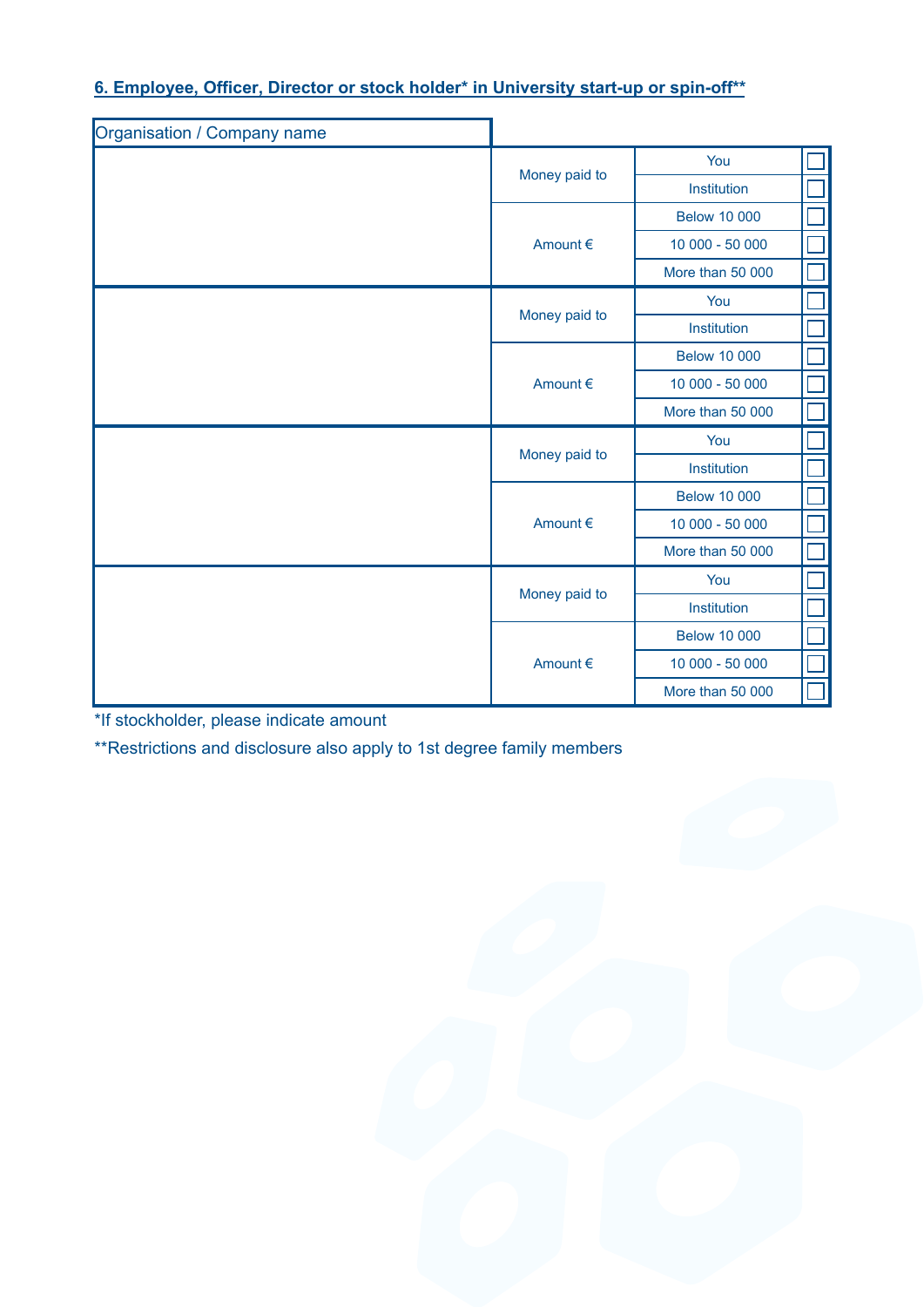## 6. Employee, Officer, Director or stock holder* in University start-up or spin-off**

| Organisation / Company name | | | |
|---|---|---|---|
| | Money paid to | You | ☐ |
| | | Institution | ☐ |
| | Amount € | Below 10 000 | ☐ |
| | | 10 000 - 50 000 | ☐ |
| | | More than 50 000 | ☐ |
| | Money paid to | You | ☐ |
| | | Institution | ☐ |
| | Amount € | Below 10 000 | ☐ |
| | | 10 000 - 50 000 | ☐ |
| | | More than 50 000 | ☐ |
| | Money paid to | You | ☐ |
| | | Institution | ☐ |
| | Amount € | Below 10 000 | ☐ |
| | | 10 000 - 50 000 | ☐ |
| | | More than 50 000 | ☐ |
| | Money paid to | You | ☐ |
| | | Institution | ☐ |
| | Amount € | Below 10 000 | ☐ |
| | | 10 000 - 50 000 | ☐ |
| | | More than 50 000 | ☐ |

*If stockholder, please indicate amount

**Restrictions and disclosure also apply to 1st degree family members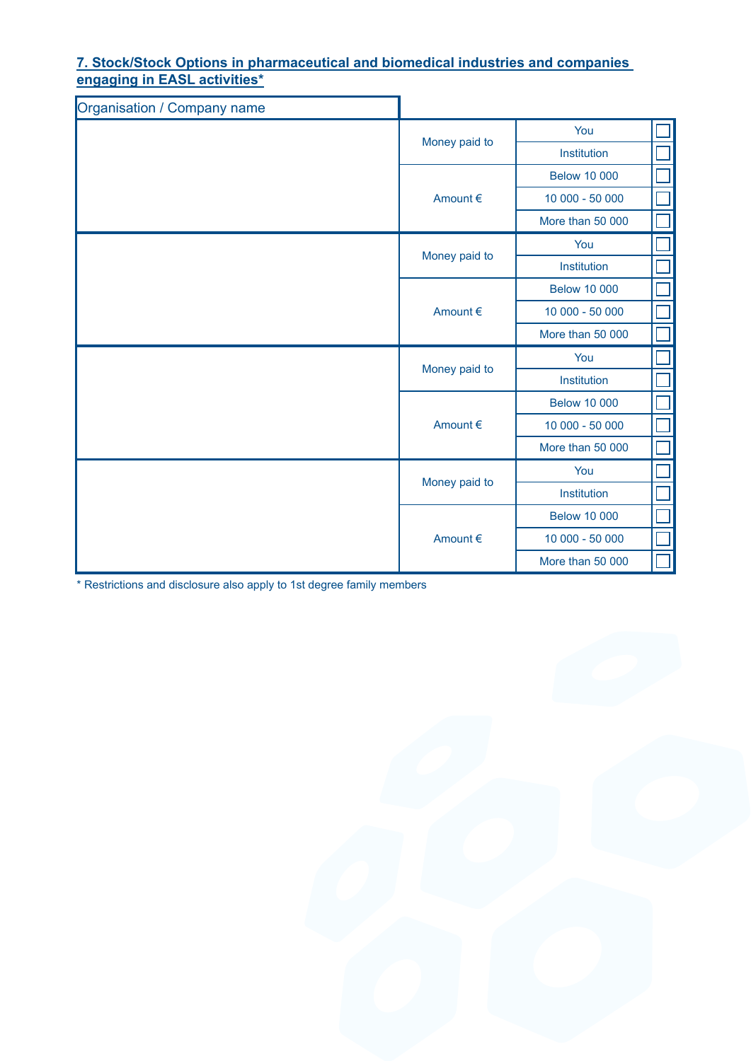**7. Stock/Stock Options in pharmaceutical and biomedical industries and companies engaging in EASL activities***

| Organisation / Company name | | | |
|---|---|---|---|
| | Money paid to | You | ☐ |
| | | Institution | ☐ |
| | Amount € | Below 10 000 | ☐ |
| | | 10 000 - 50 000 | ☐ |
| | | More than 50 000 | ☐ |
| | Money paid to | You | ☐ |
| | | Institution | ☐ |
| | Amount € | Below 10 000 | ☐ |
| | | 10 000 - 50 000 | ☐ |
| | | More than 50 000 | ☐ |
| | Money paid to | You | ☐ |
| | | Institution | ☐ |
| | Amount € | Below 10 000 | ☐ |
| | | 10 000 - 50 000 | ☐ |
| | | More than 50 000 | ☐ |
| | Money paid to | You | ☐ |
| | | Institution | ☐ |
| | Amount € | Below 10 000 | ☐ |
| | | 10 000 - 50 000 | ☐ |
| | | More than 50 000 | ☐ |

* Restrictions and disclosure also apply to 1st degree family members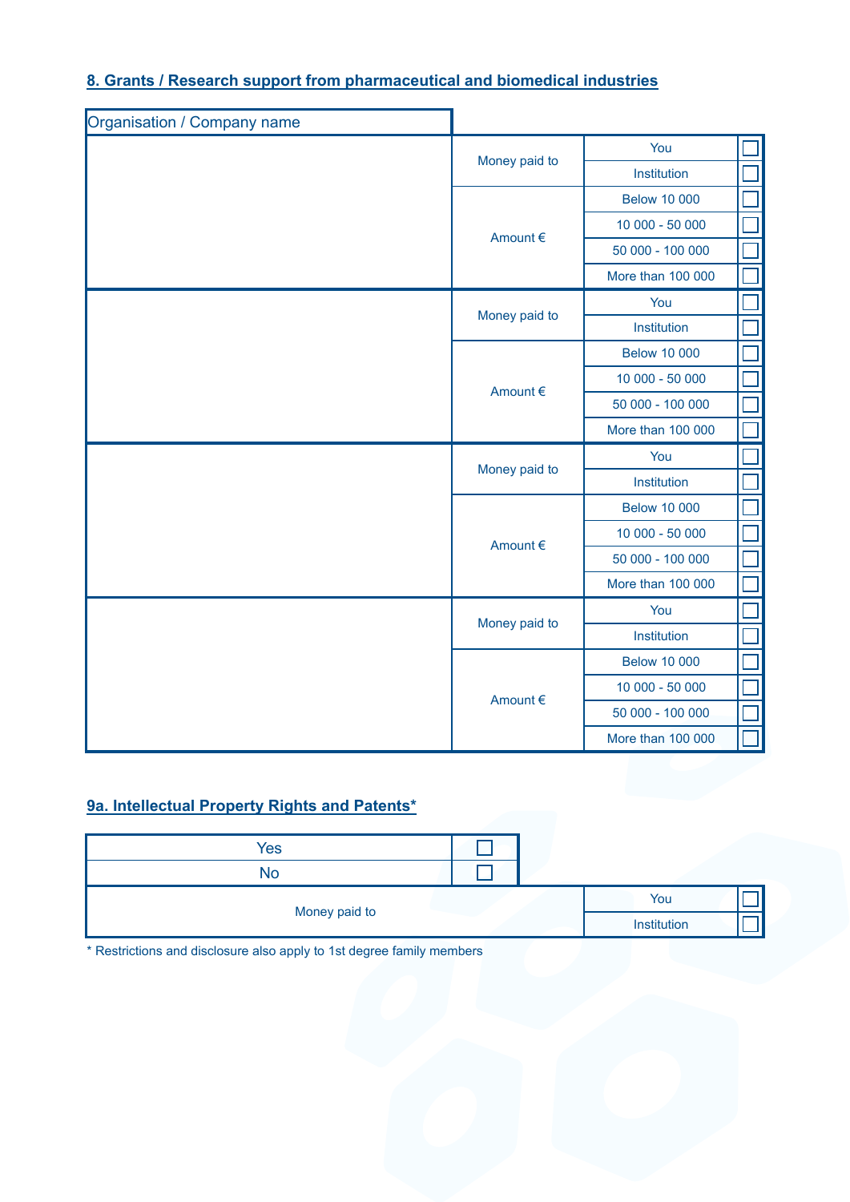## 8. Grants / Research support from pharmaceutical and biomedical industries

| Organisation / Company name | | | |
|---|---|---|---|
| | Money paid to | You | ☐ |
| | | Institution | ☐ |
| | Amount € | Below 10 000 | ☐ |
| | | 10 000 - 50 000 | ☐ |
| | | 50 000 - 100 000 | ☐ |
| | | More than 100 000 | ☐ |
| | Money paid to | You | ☐ |
| | | Institution | ☐ |
| | Amount € | Below 10 000 | ☐ |
| | | 10 000 - 50 000 | ☐ |
| | | 50 000 - 100 000 | ☐ |
| | | More than 100 000 | ☐ |
| | Money paid to | You | ☐ |
| | | Institution | ☐ |
| | Amount € | Below 10 000 | ☐ |
| | | 10 000 - 50 000 | ☐ |
| | | 50 000 - 100 000 | ☐ |
| | | More than 100 000 | ☐ |
| | Money paid to | You | ☐ |
| | | Institution | ☐ |
| | Amount € | Below 10 000 | ☐ |
| | | 10 000 - 50 000 | ☐ |
| | | 50 000 - 100 000 | ☐ |
| | | More than 100 000 | ☐ |

## 9a. Intellectual Property Rights and Patents*

| | | | |
|---|---|---|---|
| Yes | ☐ | | |
| No | ☐ | | |
| Money paid to | | You | ☐ |
| | | Institution | ☐ |

* Restrictions and disclosure also apply to 1st degree family members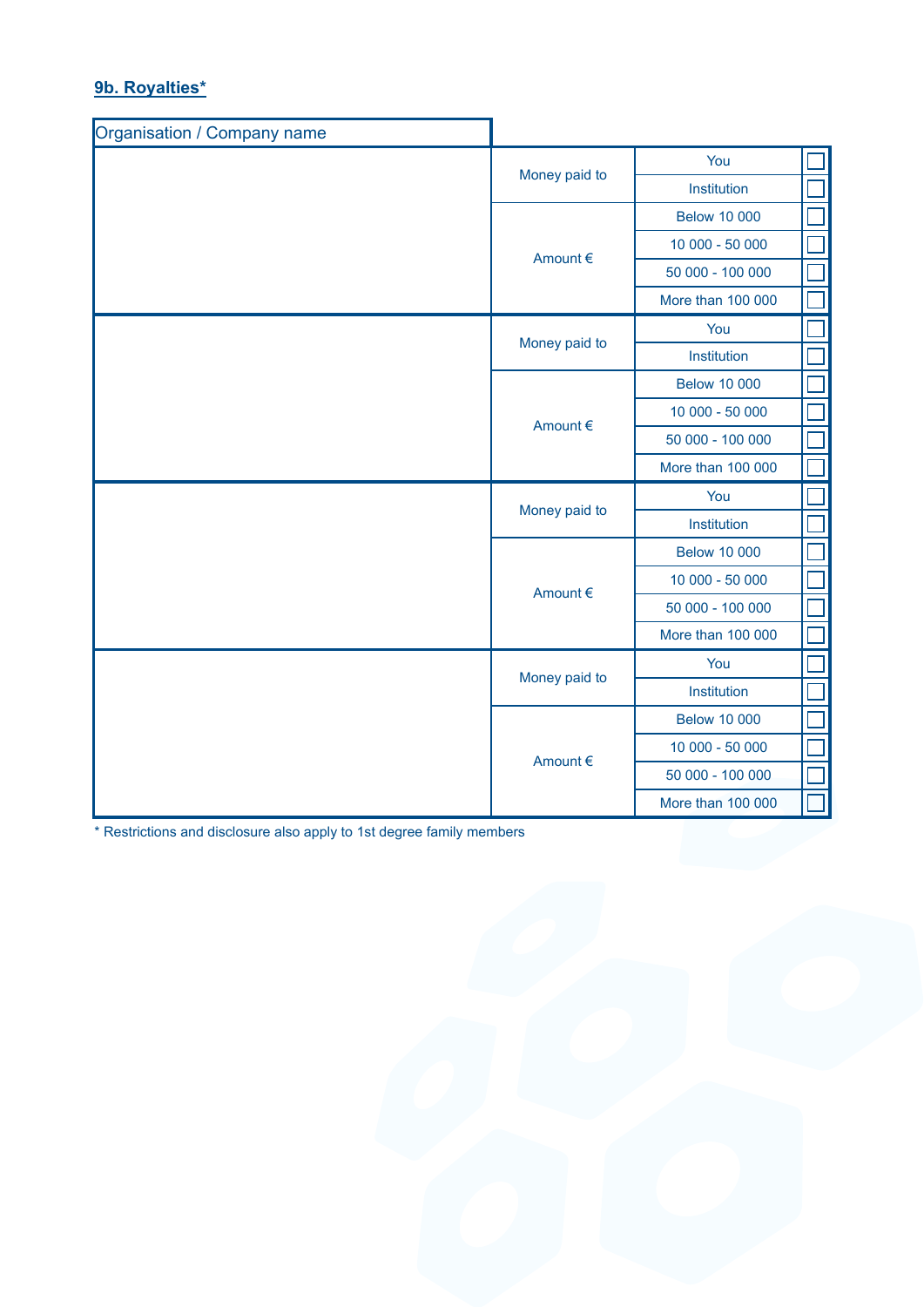## 9b. Royalties*

| Organisation / Company name | | | |
|---|---|---|---|
| | Money paid to | You | ☐ |
| | | Institution | ☐ |
| | Amount € | Below 10 000 | ☐ |
| | | 10 000 - 50 000 | ☐ |
| | | 50 000 - 100 000 | ☐ |
| | | More than 100 000 | ☐ |
| | Money paid to | You | ☐ |
| | | Institution | ☐ |
| | Amount € | Below 10 000 | ☐ |
| | | 10 000 - 50 000 | ☐ |
| | | 50 000 - 100 000 | ☐ |
| | | More than 100 000 | ☐ |
| | Money paid to | You | ☐ |
| | | Institution | ☐ |
| | Amount € | Below 10 000 | ☐ |
| | | 10 000 - 50 000 | ☐ |
| | | 50 000 - 100 000 | ☐ |
| | | More than 100 000 | ☐ |
| | Money paid to | You | ☐ |
| | | Institution | ☐ |
| | Amount € | Below 10 000 | ☐ |
| | | 10 000 - 50 000 | ☐ |
| | | 50 000 - 100 000 | ☐ |
| | | More than 100 000 | ☐ |

* Restrictions and disclosure also apply to 1st degree family members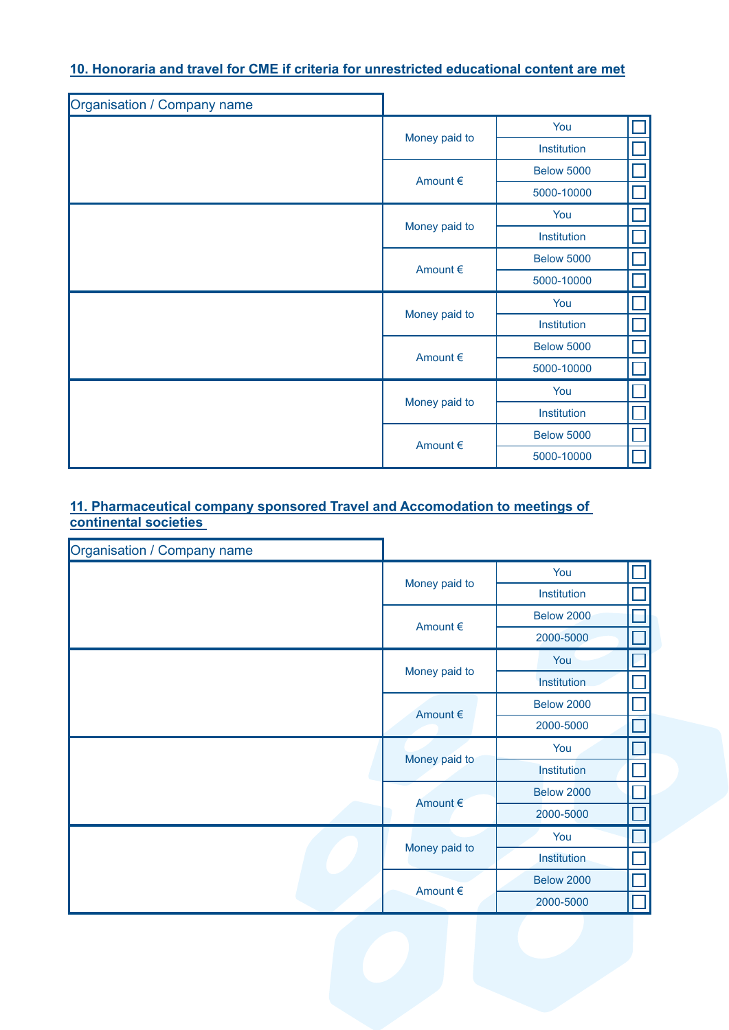## 10. Honoraria and travel for CME if criteria for unrestricted educational content are met

| Organisation / Company name | | | |
|---|---|---|---|
| | Money paid to | You | ☐ |
| | | Institution | ☐ |
| | Amount € | Below 5000 | ☐ |
| | | 5000-10000 | ☐ |
| | Money paid to | You | ☐ |
| | | Institution | ☐ |
| | Amount € | Below 5000 | ☐ |
| | | 5000-10000 | ☐ |
| | Money paid to | You | ☐ |
| | | Institution | ☐ |
| | Amount € | Below 5000 | ☐ |
| | | 5000-10000 | ☐ |
| | Money paid to | You | ☐ |
| | | Institution | ☐ |
| | Amount € | Below 5000 | ☐ |
| | | 5000-10000 | ☐ |

## 11. Pharmaceutical company sponsored Travel and Accomodation to meetings of continental societies

| Organisation / Company name | | | |
|---|---|---|---|
| | Money paid to | You | ☐ |
| | | Institution | ☐ |
| | Amount € | Below 2000 | ☐ |
| | | 2000-5000 | ☐ |
| | Money paid to | You | ☐ |
| | | Institution | ☐ |
| | Amount € | Below 2000 | ☐ |
| | | 2000-5000 | ☐ |
| | Money paid to | You | ☐ |
| | | Institution | ☐ |
| | Amount € | Below 2000 | ☐ |
| | | 2000-5000 | ☐ |
| | Money paid to | You | ☐ |
| | | Institution | ☐ |
| | Amount € | Below 2000 | ☐ |
| | | 2000-5000 | ☐ |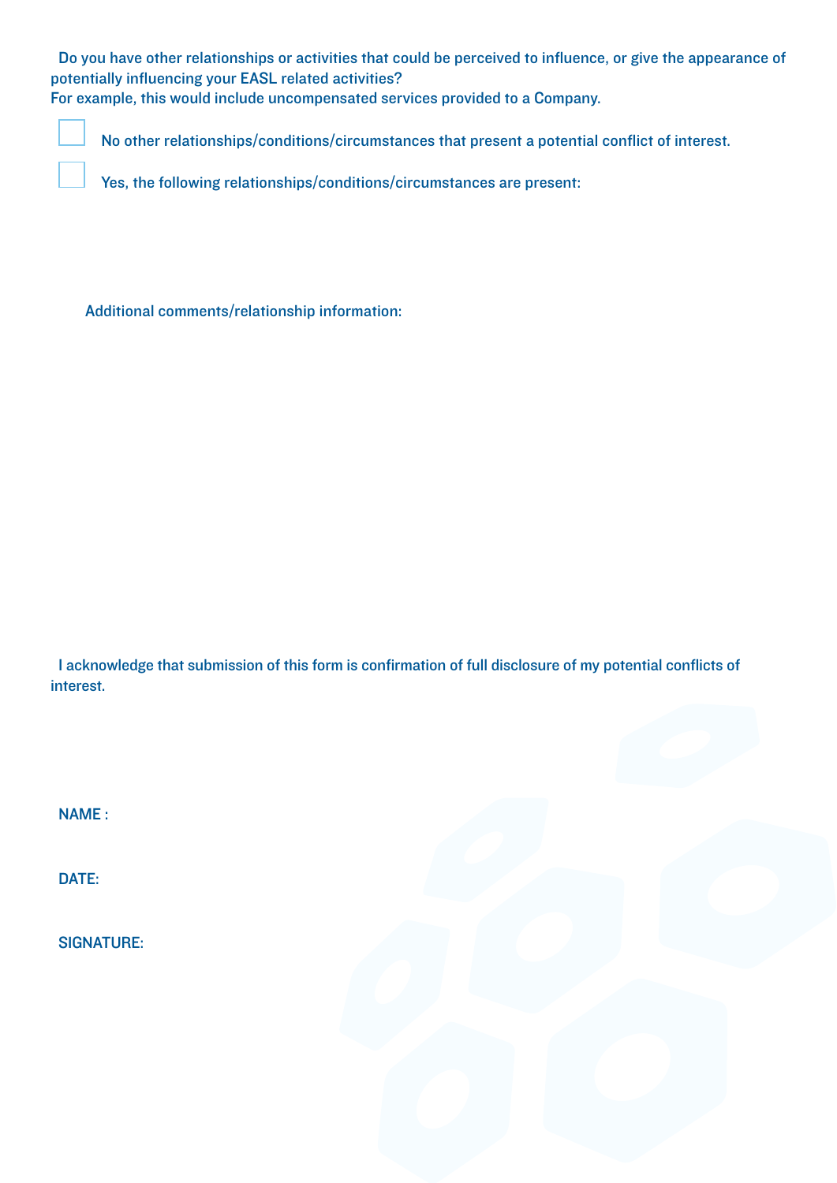Do you have other relationships or activities that could be perceived to influence, or give the appearance of potentially influencing your EASL related activities?
For example, this would include uncompensated services provided to a Company.

- [ ] No other relationships/conditions/circumstances that present a potential conflict of interest.
- [ ] Yes, the following relationships/conditions/circumstances are present:

Additional comments/relationship information:

I acknowledge that submission of this form is confirmation of full disclosure of my potential conflicts of interest.

NAME :

DATE:

SIGNATURE: